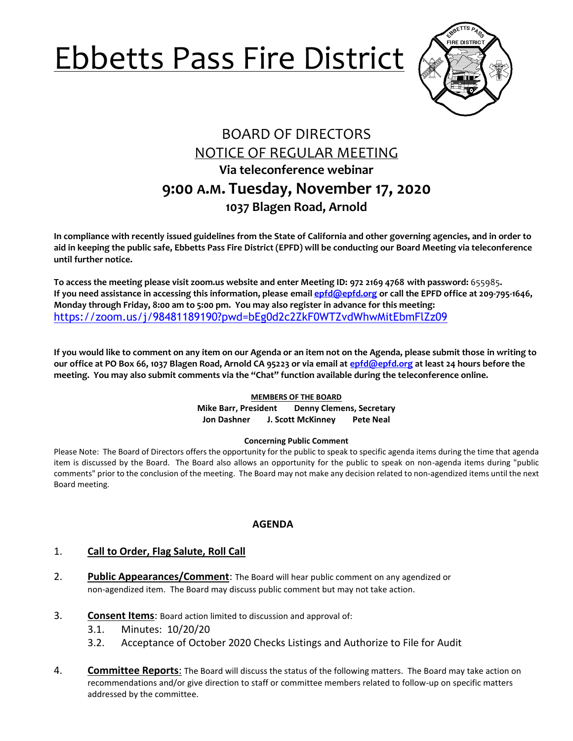# Ebbetts Pass Fire District

## BOARD OF DIRECTORS
## NOTICE OF REGULAR MEETING
### Via teleconference webinar
### 9:00 A.M. Tuesday, November 17, 2020
### 1037 Blagen Road, Arnold

**In compliance with recently issued guidelines from the State of California and other governing agencies, and in order to aid in keeping the public safe, Ebbetts Pass Fire District (EPFD) will be conducting our Board Meeting via teleconference until further notice.**

**To access the meeting please visit zoom.us website and enter Meeting ID: 972 2169 4768 with password:** 655985**.**
**If you need assistance in accessing this information, please email epfd@epfd.org or call the EPFD office at 209-795-1646, Monday through Friday, 8:00 am to 5:00 pm. You may also register in advance for this meeting:**
https://zoom.us/j/98481189190?pwd=bEg0d2c2ZkF0WTZvdWhwMitEbmFlZz09

**If you would like to comment on any item on our Agenda or an item not on the Agenda, please submit those in writing to our office at PO Box 66, 1037 Blagen Road, Arnold CA 95223 or via email at epfd@epfd.org at least 24 hours before the meeting. You may also submit comments via the "Chat" function available during the teleconference online.**

**MEMBERS OF THE BOARD**
**Mike Barr, President    Denny Clemens, Secretary**
**Jon Dashner    J. Scott McKinney    Pete Neal**

**Concerning Public Comment**

Please Note: The Board of Directors offers the opportunity for the public to speak to specific agenda items during the time that agenda item is discussed by the Board. The Board also allows an opportunity for the public to speak on non-agenda items during "public comments" prior to the conclusion of the meeting. The Board may not make any decision related to non-agendized items until the next Board meeting.

## AGENDA

1. **Call to Order, Flag Salute, Roll Call**

2. **Public Appearances/Comment**: The Board will hear public comment on any agendized or non-agendized item. The Board may discuss public comment but may not take action.

3. **Consent Items**: Board action limited to discussion and approval of:
   - 3.1. Minutes: 10/20/20
   - 3.2. Acceptance of October 2020 Checks Listings and Authorize to File for Audit

4. **Committee Reports**: The Board will discuss the status of the following matters. The Board may take action on recommendations and/or give direction to staff or committee members related to follow-up on specific matters addressed by the committee.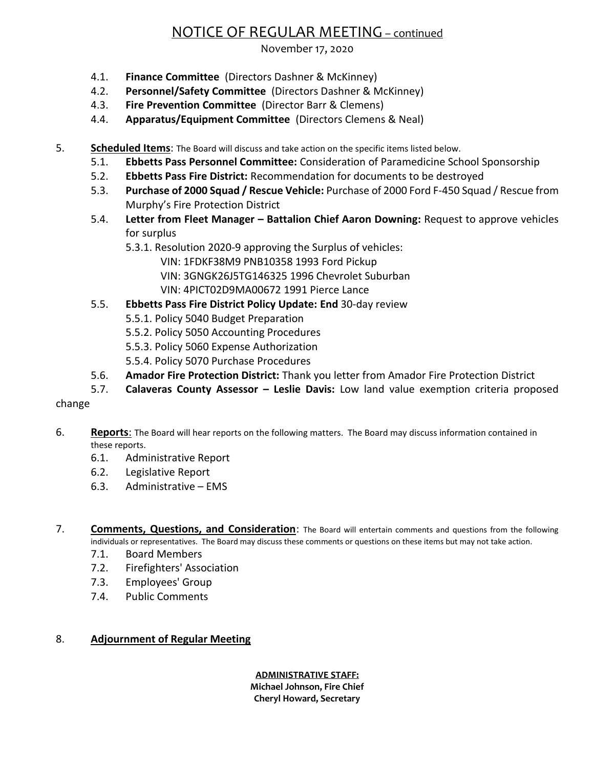# NOTICE OF REGULAR MEETING – continued

November 17, 2020

- 4.1. **Finance Committee** (Directors Dashner & McKinney)
- 4.2. **Personnel/Safety Committee** (Directors Dashner & McKinney)
- 4.3. **Fire Prevention Committee** (Director Barr & Clemens)
- 4.4. **Apparatus/Equipment Committee** (Directors Clemens & Neal)

5. **Scheduled Items**: The Board will discuss and take action on the specific items listed below.
   - 5.1. **Ebbetts Pass Personnel Committee:** Consideration of Paramedicine School Sponsorship
   - 5.2. **Ebbetts Pass Fire District:** Recommendation for documents to be destroyed
   - 5.3. **Purchase of 2000 Squad / Rescue Vehicle:** Purchase of 2000 Ford F-450 Squad / Rescue from Murphy's Fire Protection District
   - 5.4. **Letter from Fleet Manager – Battalion Chief Aaron Downing:** Request to approve vehicles for surplus
     - 5.3.1. Resolution 2020-9 approving the Surplus of vehicles:
       - VIN: 1FDKF38M9 PNB10358 1993 Ford Pickup
       - VIN: 3GNGK26J5TG146325 1996 Chevrolet Suburban
       - VIN: 4PICT02D9MA00672 1991 Pierce Lance
   - 5.5. **Ebbetts Pass Fire District Policy Update: End** 30-day review
     - 5.5.1. Policy 5040 Budget Preparation
     - 5.5.2. Policy 5050 Accounting Procedures
     - 5.5.3. Policy 5060 Expense Authorization
     - 5.5.4. Policy 5070 Purchase Procedures
   - 5.6. **Amador Fire Protection District:** Thank you letter from Amador Fire Protection District
   - 5.7. **Calaveras County Assessor – Leslie Davis:** Low land value exemption criteria proposed change

6. **Reports**: The Board will hear reports on the following matters. The Board may discuss information contained in these reports.
   - 6.1. Administrative Report
   - 6.2. Legislative Report
   - 6.3. Administrative – EMS

7. **Comments, Questions, and Consideration**: The Board will entertain comments and questions from the following individuals or representatives. The Board may discuss these comments or questions on these items but may not take action.
   - 7.1. Board Members
   - 7.2. Firefighters' Association
   - 7.3. Employees' Group
   - 7.4. Public Comments

8. **Adjournment of Regular Meeting**

**ADMINISTRATIVE STAFF:**
**Michael Johnson, Fire Chief**
**Cheryl Howard, Secretary**